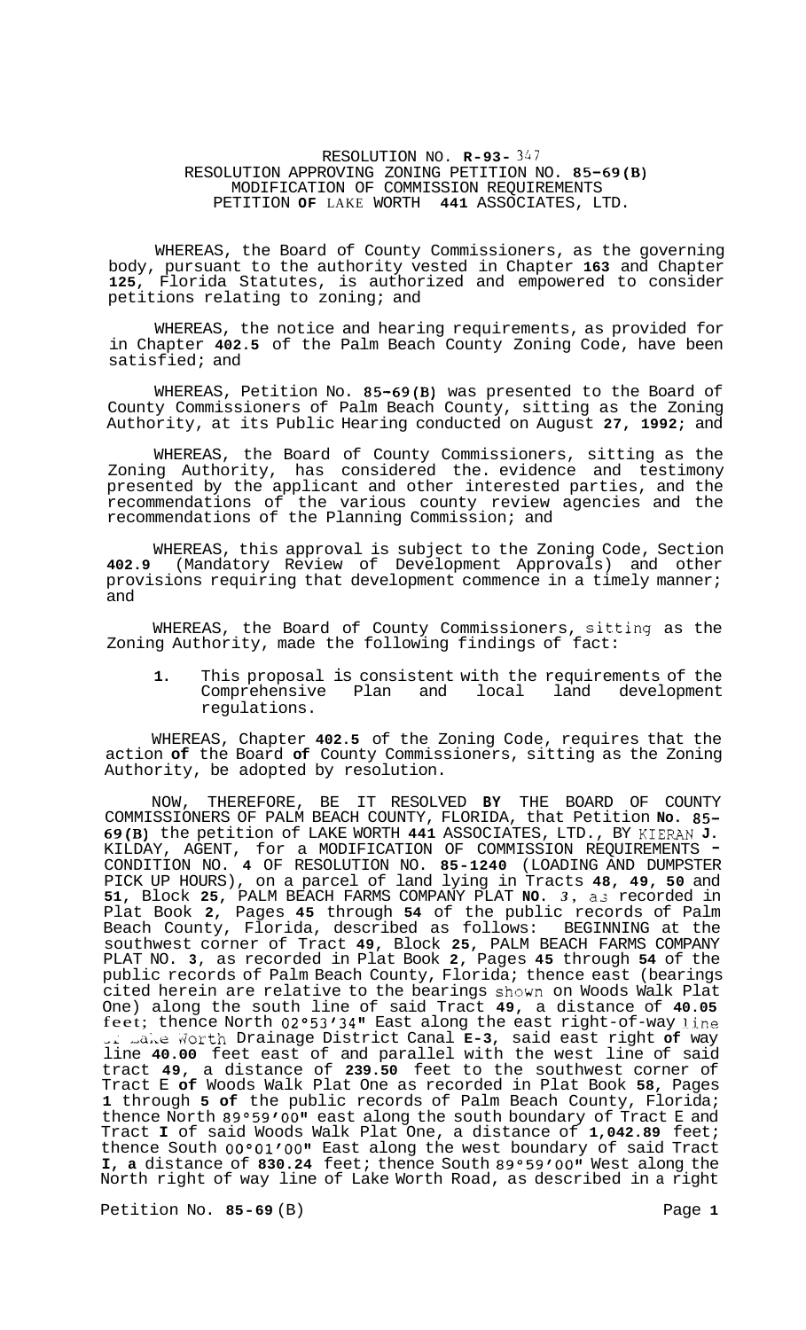RESOLUTION NO. **R-93-** 347
RESOLUTION APPROVING ZONING PETITION NO. **85-69(B)**
MODIFICATION OF COMMISSION REQUIREMENTS
PETITION **OF** LAKE WORTH **441** ASSOCIATES, LTD.

WHEREAS, the Board of County Commissioners, as the governing body, pursuant to the authority vested in Chapter **163** and Chapter **125**, Florida Statutes, is authorized and empowered to consider petitions relating to zoning; and

WHEREAS, the notice and hearing requirements, as provided for in Chapter **402.5** of the Palm Beach County Zoning Code, have been satisfied; and

WHEREAS, Petition No. **85-69(B)** was presented to the Board of County Commissioners of Palm Beach County, sitting as the Zoning Authority, at its Public Hearing conducted on August **27, 1992**; and

WHEREAS, the Board of County Commissioners, sitting as the Zoning Authority, has considered the evidence and testimony presented by the applicant and other interested parties, and the recommendations of the various county review agencies and the recommendations of the Planning Commission; and

WHEREAS, this approval is subject to the Zoning Code, Section **402.9** (Mandatory Review of Development Approvals) and other provisions requiring that development commence in a timely manner; and

WHEREAS, the Board of County Commissioners, sitting as the Zoning Authority, made the following findings of fact:

**1.** This proposal is consistent with the requirements of the Comprehensive Plan and local land development regulations.

WHEREAS, Chapter **402.5** of the Zoning Code, requires that the action **of** the Board **of** County Commissioners, sitting as the Zoning Authority, be adopted by resolution.

NOW, THEREFORE, BE IT RESOLVED **BY** THE BOARD OF COUNTY COMMISSIONERS OF PALM BEACH COUNTY, FLORIDA, that Petition **No. 85-69(B)** the petition of LAKE WORTH **441** ASSOCIATES, LTD., BY KIERAN **J.** KILDAY, AGENT, for a MODIFICATION OF COMMISSION REQUIREMENTS - CONDITION NO. **4** OF RESOLUTION NO. **85-1240** (LOADING AND DUMPSTER PICK UP HOURS), on a parcel of land lying in Tracts **48**, **49**, **50** and **51**, Block **25**, PALM BEACH FARMS COMPANY PLAT **NO.** *3*, as recorded in Plat Book **2**, Pages **45** through **54** of the public records of Palm Beach County, Florida, described as follows: BEGINNING at the southwest corner of Tract **49**, Block **25**, PALM BEACH FARMS COMPANY PLAT NO. **3**, as recorded in Plat Book **2**, Pages **45** through **54** of the public records of Palm Beach County, Florida; thence east (bearings cited herein are relative to the bearings shown on Woods Walk Plat One) along the south line of said Tract **49**, a distance of **40.05** feet; thence North 02°53'34" East along the east right-of-way line of Lake Worth Drainage District Canal **E-3**, said east right **of** way line **40.00** feet east of and parallel with the west line of said tract **49**, a distance of **239.50** feet to the southwest corner of Tract E **of** Woods Walk Plat One as recorded in Plat Book **58**, Pages **1** through **5 of** the public records of Palm Beach County, Florida; thence North 89°59'00" east along the south boundary of Tract E and Tract **I** of said Woods Walk Plat One, a distance of **1,042.89** feet; thence South 00°01'00" East along the west boundary of said Tract **I, a** distance of **830.24** feet; thence South 89°59'00" West along the North right of way line of Lake Worth Road, as described in a right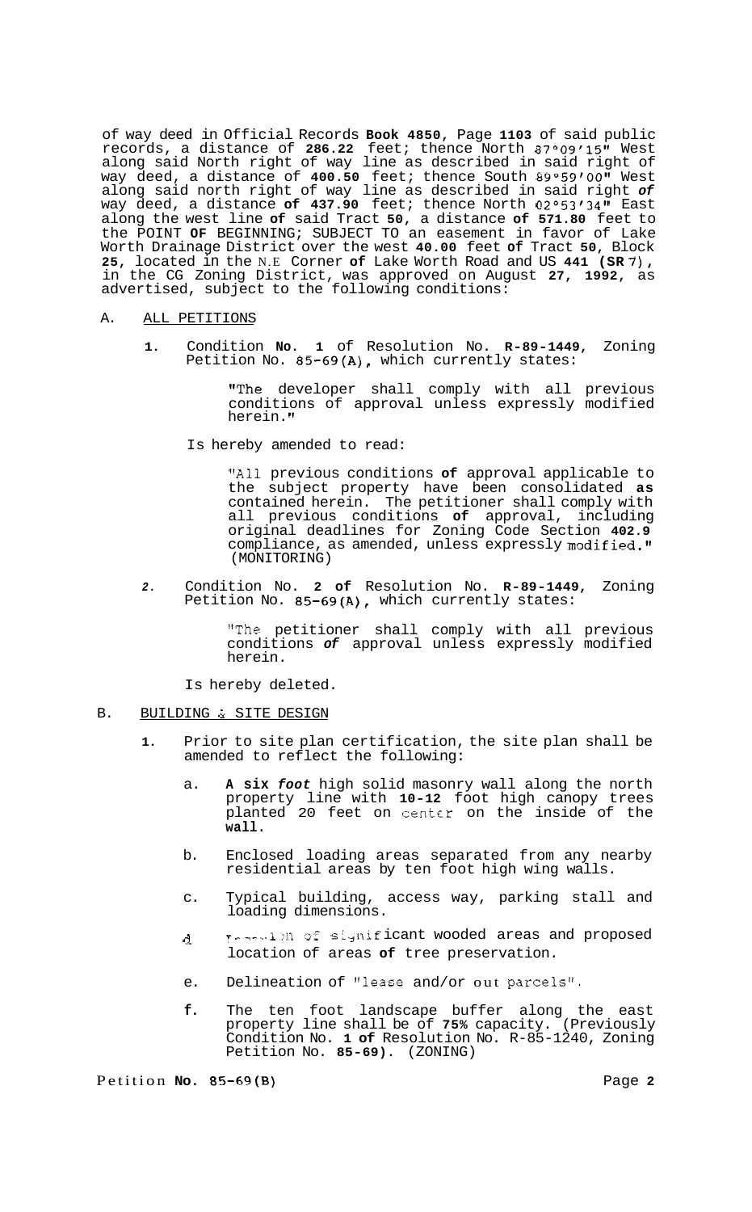of way deed in Official Records **Book 4850**, Page **1103** of said public records, a distance of **286.22** feet; thence North 87°09'15" West along said North right of way line as described in said right of way deed, a distance of **400.50** feet; thence South 89°59'00" West along said north right of way line as described in said right *of* way deed, a distance **of 437.90** feet; thence North 02°53'34" East along the west line **of** said Tract **50**, a distance **of 571.80** feet to the POINT **OF** BEGINNING; SUBJECT TO an easement in favor of Lake Worth Drainage District over the west **40.00** feet **of** Tract **50**, Block **25**, located in the N.E Corner **of** Lake Worth Road and US **441 (SR** 7), in the CG Zoning District, was approved on August **27, 1992**, as advertised, subject to the following conditions:

A. ALL PETITIONS

**1.** Condition **No. 1** of Resolution No. **R-89-1449**, Zoning Petition No. 85-69(A), which currently states:

"The developer shall comply with all previous conditions of approval unless expressly modified herein."

Is hereby amended to read:

"All previous conditions **of** approval applicable to the subject property have been consolidated **as** contained herein. The petitioner shall comply with all previous conditions **of** approval, including original deadlines for Zoning Code Section **402.9** compliance, as amended, unless expressly modified." (MONITORING)

*2.* Condition No. **2 of** Resolution No. **R-89-1449**, Zoning Petition No. 85-69(A), which currently states:

"The petitioner shall comply with all previous conditions *of* approval unless expressly modified herein.

Is hereby deleted.

B. BUILDING & SITE DESIGN

**1.** Prior to site plan certification, the site plan shall be amended to reflect the following:

a. **A six *foot*** high solid masonry wall along the north property line with **10-12** foot high canopy trees planted 20 feet on center on the inside of the **wall**.

b. Enclosed loading areas separated from any nearby residential areas by ten foot high wing walls.

c. Typical building, access way, parking stall and loading dimensions.

d. Location of significant wooded areas and proposed location of areas **of** tree preservation.

e. Delineation of "lease and/or out parcels".

**f.** The ten foot landscape buffer along the east property line shall be of **75%** capacity. (Previously Condition No. **1 of** Resolution No. R-85-1240, Zoning Petition No. **85-69)**. (ZONING)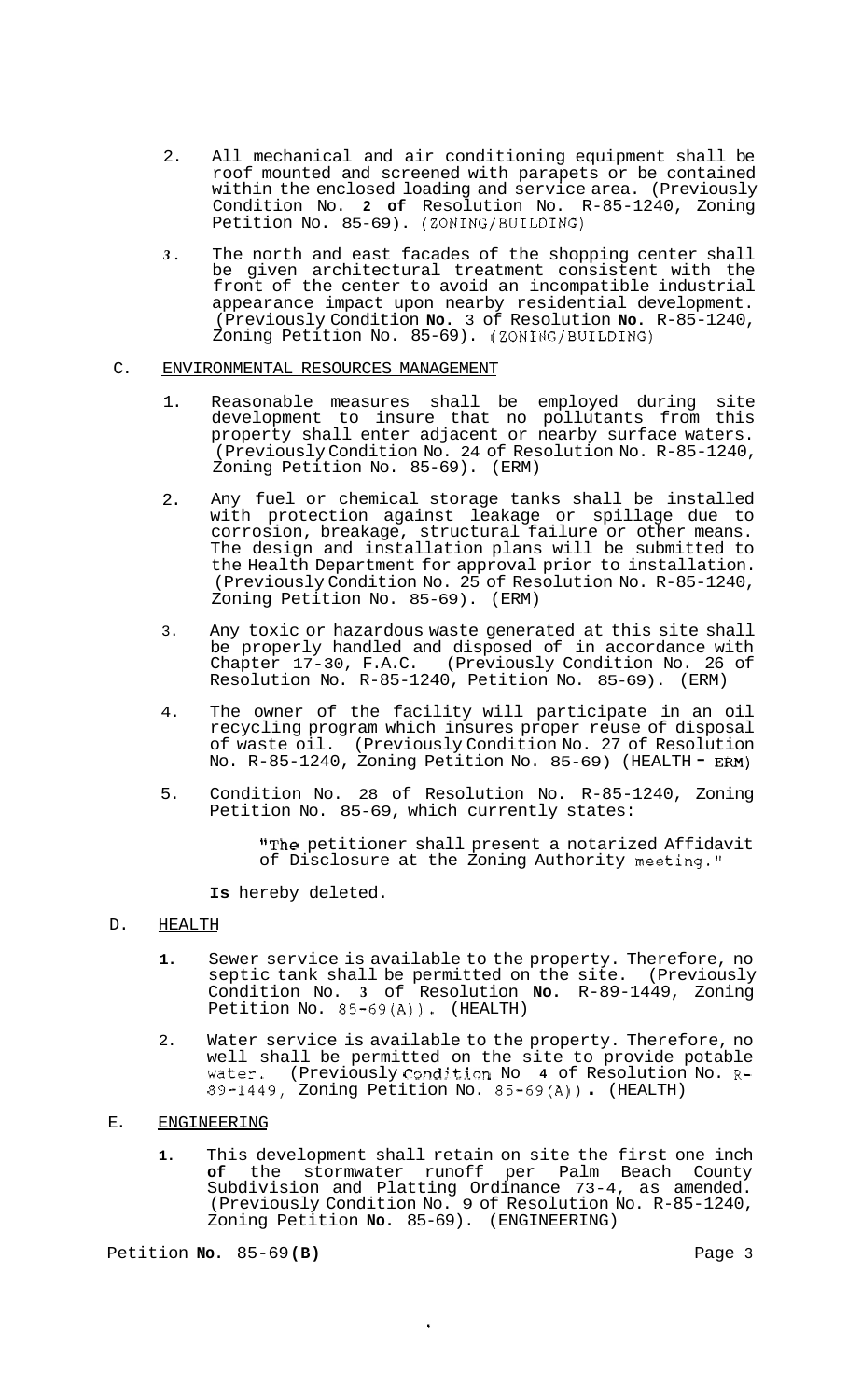2. All mechanical and air conditioning equipment shall be roof mounted and screened with parapets or be contained within the enclosed loading and service area. (Previously Condition No. **2 of** Resolution No. R-85-1240, Zoning Petition No. 85-69). (ZONING/BUILDING)

3. The north and east facades of the shopping center shall be given architectural treatment consistent with the front of the center to avoid an incompatible industrial appearance impact upon nearby residential development. (Previously Condition **No.** 3 of Resolution **No.** R-85-1240, Zoning Petition No. 85-69). (ZONING/BUILDING)

C. ENVIRONMENTAL RESOURCES MANAGEMENT

1. Reasonable measures shall be employed during site development to insure that no pollutants from this property shall enter adjacent or nearby surface waters. (Previously Condition No. 24 of Resolution No. R-85-1240, Zoning Petition No. 85-69). (ERM)

2. Any fuel or chemical storage tanks shall be installed with protection against leakage or spillage due to corrosion, breakage, structural failure or other means. The design and installation plans will be submitted to the Health Department for approval prior to installation. (Previously Condition No. 25 of Resolution No. R-85-1240, Zoning Petition No. 85-69). (ERM)

3. Any toxic or hazardous waste generated at this site shall be properly handled and disposed of in accordance with Chapter 17-30, F.A.C. (Previously Condition No. 26 of Resolution No. R-85-1240, Petition No. 85-69). (ERM)

4. The owner of the facility will participate in an oil recycling program which insures proper reuse of disposal of waste oil. (Previously Condition No. 27 of Resolution No. R-85-1240, Zoning Petition No. 85-69) (HEALTH - ERM)

5. Condition No. 28 of Resolution No. R-85-1240, Zoning Petition No. 85-69, which currently states:

   "The petitioner shall present a notarized Affidavit of Disclosure at the Zoning Authority meeting."

   **Is** hereby deleted.

D. HEALTH

1. Sewer service is available to the property. Therefore, no septic tank shall be permitted on the site. (Previously Condition No. 3 of Resolution **No.** R-89-1449, Zoning Petition No. 85-69(A)). (HEALTH)

2. Water service is available to the property. Therefore, no well shall be permitted on the site to provide potable water. (Previously Condition No 4 of Resolution No. R-89-1449, Zoning Petition No. 85-69(A)). (HEALTH)

E. ENGINEERING

1. This development shall retain on site the first one inch **of** the stormwater runoff per Palm Beach County Subdivision and Platting Ordinance 73-4, as amended. (Previously Condition No. 9 of Resolution No. R-85-1240, Zoning Petition **No.** 85-69). (ENGINEERING)

Petition **No.** 85-69**(B)**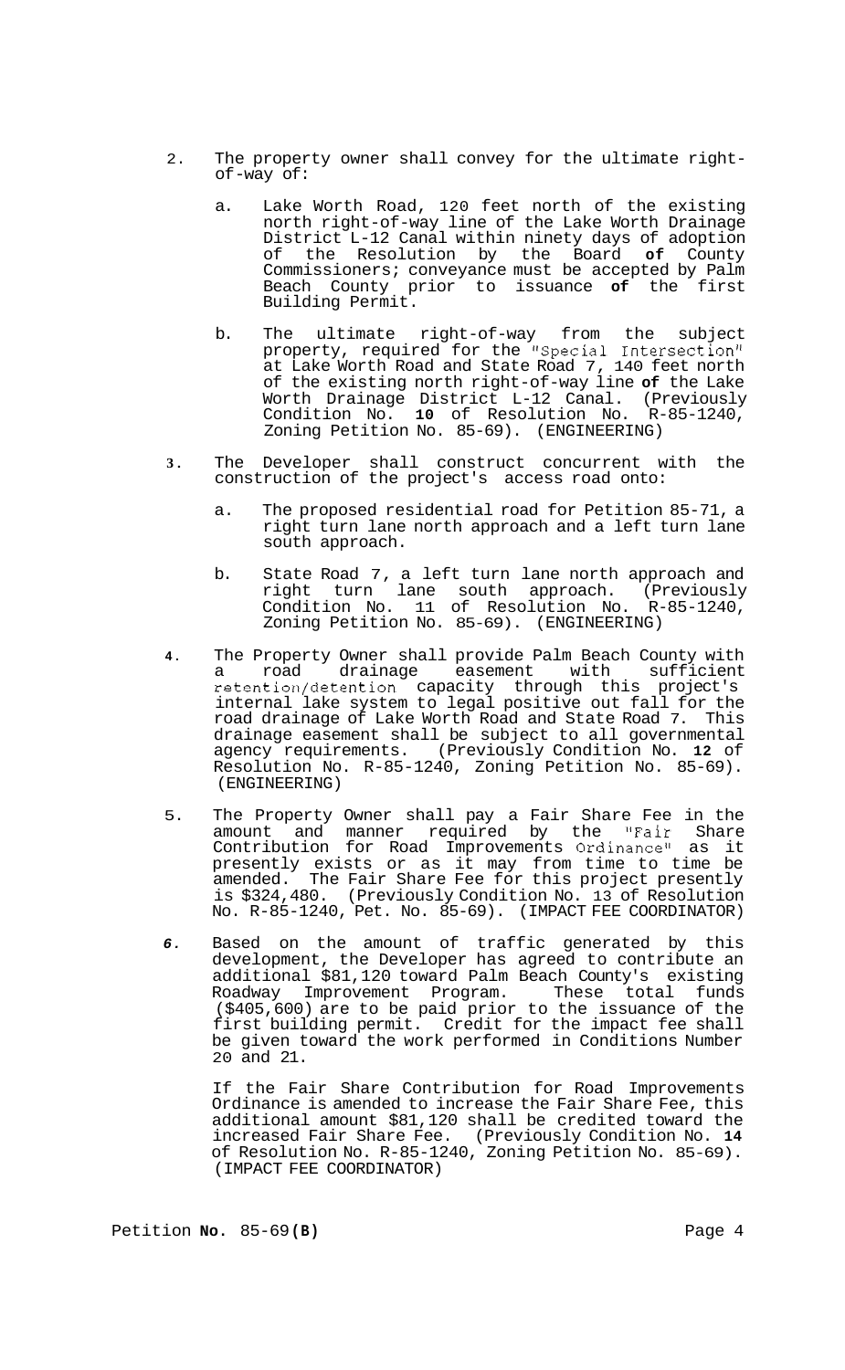2. The property owner shall convey for the ultimate right-of-way of:

   a. Lake Worth Road, 120 feet north of the existing north right-of-way line of the Lake Worth Drainage District L-12 Canal within ninety days of adoption of the Resolution by the Board **of** County Commissioners; conveyance must be accepted by Palm Beach County prior to issuance **of** the first Building Permit.

   b. The ultimate right-of-way from the subject property, required for the "Special Intersection" at Lake Worth Road and State Road 7, 140 feet north of the existing north right-of-way line **of** the Lake Worth Drainage District L-12 Canal. (Previously Condition No. **10** of Resolution No. R-85-1240, Zoning Petition No. 85-69). (ENGINEERING)

3. The Developer shall construct concurrent with the construction of the project's access road onto:

   a. The proposed residential road for Petition 85-71, a right turn lane north approach and a left turn lane south approach.

   b. State Road 7, a left turn lane north approach and right turn lane south approach. (Previously Condition No. 11 of Resolution No. R-85-1240, Zoning Petition No. 85-69). (ENGINEERING)

4. The Property Owner shall provide Palm Beach County with a road drainage easement with sufficient retention/detention capacity through this project's internal lake system to legal positive out fall for the road drainage of Lake Worth Road and State Road 7. This drainage easement shall be subject to all governmental agency requirements. (Previously Condition No. **12** of Resolution No. R-85-1240, Zoning Petition No. 85-69). (ENGINEERING)

5. The Property Owner shall pay a Fair Share Fee in the amount and manner required by the "Fair Share Contribution for Road Improvements Ordinance" as it presently exists or as it may from time to time be amended. The Fair Share Fee for this project presently is $324,480. (Previously Condition No. 13 of Resolution No. R-85-1240, Pet. No. 85-69). (IMPACT FEE COORDINATOR)

6. Based on the amount of traffic generated by this development, the Developer has agreed to contribute an additional $81,120 toward Palm Beach County's existing Roadway Improvement Program. These total funds ($405,600) are to be paid prior to the issuance of the first building permit. Credit for the impact fee shall be given toward the work performed in Conditions Number 20 and 21.

   If the Fair Share Contribution for Road Improvements Ordinance is amended to increase the Fair Share Fee, this additional amount $81,120 shall be credited toward the increased Fair Share Fee. (Previously Condition No. **14** of Resolution No. R-85-1240, Zoning Petition No. 85-69). (IMPACT FEE COORDINATOR)

Petition **No.** 85-69**(B)**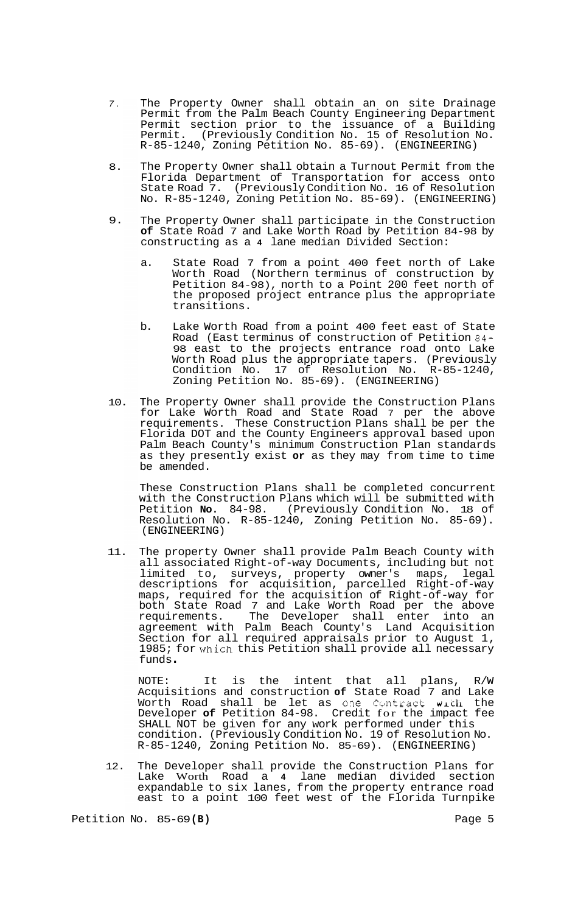7. The Property Owner shall obtain an on site Drainage Permit from the Palm Beach County Engineering Department Permit section prior to the issuance of a Building Permit. (Previously Condition No. 15 of Resolution No. R-85-1240, Zoning Petition No. 85-69). (ENGINEERING)

8. The Property Owner shall obtain a Turnout Permit from the Florida Department of Transportation for access onto State Road 7. (Previously Condition No. 16 of Resolution No. R-85-1240, Zoning Petition No. 85-69). (ENGINEERING)

9. The Property Owner shall participate in the Construction **of** State Road 7 and Lake Worth Road by Petition 84-98 by constructing as a **4** lane median Divided Section:

   a. State Road 7 from a point 400 feet north of Lake Worth Road (Northern terminus of construction by Petition 84-98), north to a Point 200 feet north of the proposed project entrance plus the appropriate transitions.

   b. Lake Worth Road from a point 400 feet east of State Road (East terminus of construction of Petition 84-98 east to the projects entrance road onto Lake Worth Road plus the appropriate tapers. (Previously Condition No. 17 of Resolution No. R-85-1240, Zoning Petition No. 85-69). (ENGINEERING)

10. The Property Owner shall provide the Construction Plans for Lake Worth Road and State Road 7 per the above requirements. These Construction Plans shall be per the Florida DOT and the County Engineers approval based upon Palm Beach County's minimum Construction Plan standards as they presently exist **or** as they may from time to time be amended.

    These Construction Plans shall be completed concurrent with the Construction Plans which will be submitted with Petition **No**. 84-98. (Previously Condition No. 18 of Resolution No. R-85-1240, Zoning Petition No. 85-69). (ENGINEERING)

11. The property Owner shall provide Palm Beach County with all associated Right-of-way Documents, including but not limited to, surveys, property owner's maps, legal descriptions for acquisition, parcelled Right-of-way maps, required for the acquisition of Right-of-way for both State Road 7 and Lake Worth Road per the above requirements. The Developer shall enter into an agreement with Palm Beach County's Land Acquisition Section for all required appraisals prior to August 1, 1985; for which this Petition shall provide all necessary funds**.**

    NOTE: It is the intent that all plans, R/W Acquisitions and construction **of** State Road 7 and Lake Worth Road shall be let as one Contract with the Developer **of** Petition 84-98. Credit for the impact fee SHALL NOT be given for any work performed under this condition. (Previously Condition No. 19 of Resolution No. R-85-1240, Zoning Petition No. 85-69). (ENGINEERING)

12. The Developer shall provide the Construction Plans for Lake Worth Road a **4** lane median divided section expandable to six lanes, from the property entrance road east to a point 100 feet west of the Florida Turnpike

Petition No. 85-69**(B)**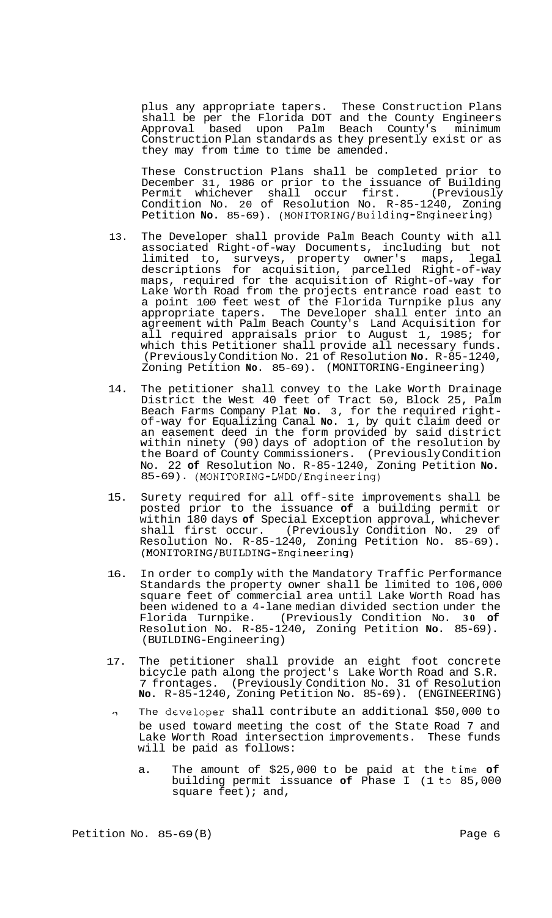plus any appropriate tapers. These Construction Plans shall be per the Florida DOT and the County Engineers Approval based upon Palm Beach County's minimum Construction Plan standards as they presently exist or as they may from time to time be amended.

These Construction Plans shall be completed prior to December 31, 1986 or prior to the issuance of Building Permit whichever shall occur first. (Previously Condition No. 20 of Resolution No. R-85-1240, Zoning Petition **No.** 85-69). (MONITORING/Building-Engineering)

13. The Developer shall provide Palm Beach County with all associated Right-of-way Documents, including but not limited to, surveys, property owner's maps, legal descriptions for acquisition, parcelled Right-of-way maps, required for the acquisition of Right-of-way for Lake Worth Road from the projects entrance road east to a point 100 feet west of the Florida Turnpike plus any appropriate tapers. The Developer shall enter into an agreement with Palm Beach County's Land Acquisition for all required appraisals prior to August 1, 1985; for which this Petitioner shall provide all necessary funds. (Previously Condition No. 21 of Resolution **No.** R-85-1240, Zoning Petition **No.** 85-69). (MONITORING-Engineering)

14. The petitioner shall convey to the Lake Worth Drainage District the West 40 feet of Tract 50, Block 25, Palm Beach Farms Company Plat **No.** 3, for the required right-of-way for Equalizing Canal **No.** 1, by quit claim deed or an easement deed in the form provided by said district within ninety (90) days of adoption of the resolution by the Board of County Commissioners. (Previously Condition No. 22 **of** Resolution No. R-85-1240, Zoning Petition **No.** 85-69). (MONITORING-LWDD/Engineering)

15. Surety required for all off-site improvements shall be posted prior to the issuance **of** a building permit or within 180 days **of** Special Exception approval, whichever shall first occur. (Previously Condition No. 29 of Resolution No. R-85-1240, Zoning Petition No. 85-69). (MONITORING/BUILDING-Engineering)

16. In order to comply with the Mandatory Traffic Performance Standards the property owner shall be limited to 106,000 square feet of commercial area until Lake Worth Road has been widened to a 4-lane median divided section under the Florida Turnpike. (Previously Condition No. **30 of** Resolution No. R-85-1240, Zoning Petition **No.** 85-69). (BUILDING-Engineering)

17. The petitioner shall provide an eight foot concrete bicycle path along the project's Lake Worth Road and S.R. 7 frontages. (Previously Condition No. 31 of Resolution **No.** R-85-1240, Zoning Petition No. 85-69). (ENGINEERING)

18. The developer shall contribute an additional $50,000 to be used toward meeting the cost of the State Road 7 and Lake Worth Road intersection improvements. These funds will be paid as follows:

    a. The amount of $25,000 to be paid at the time **of** building permit issuance **of** Phase I (1 to 85,000 square feet); and,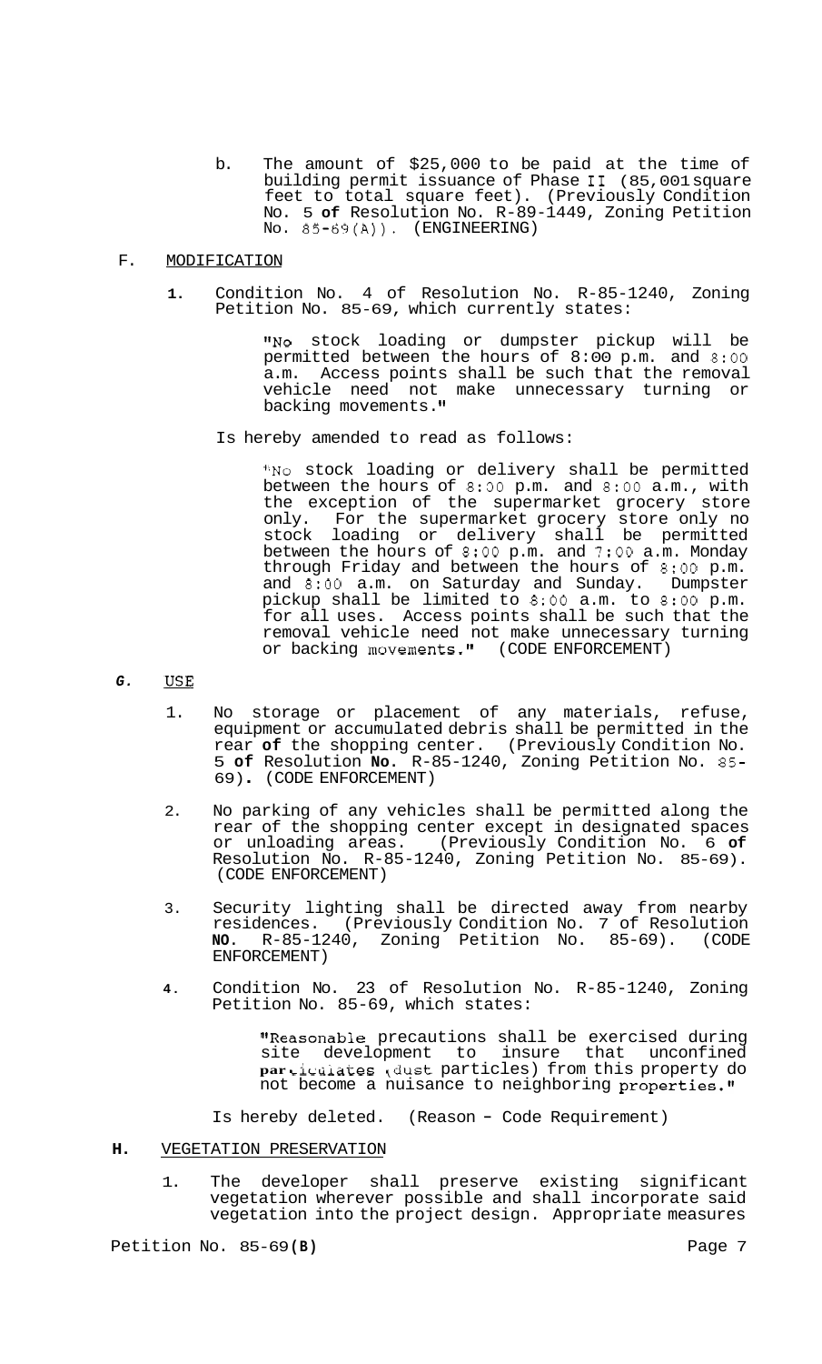b. The amount of $25,000 to be paid at the time of building permit issuance of Phase II (85,001 square feet to total square feet). (Previously Condition No. 5 **of** Resolution No. R-89-1449, Zoning Petition No. 85-69(A)). (ENGINEERING)

F. MODIFICATION

**1.** Condition No. 4 of Resolution No. R-85-1240, Zoning Petition No. 85-69, which currently states:

> "No stock loading or dumpster pickup will be permitted between the hours of 8:00 p.m. and 8:00 a.m. Access points shall be such that the removal vehicle need not make unnecessary turning or backing movements."

Is hereby amended to read as follows:

> "No stock loading or delivery shall be permitted between the hours of 8:00 p.m. and 8:00 a.m., with the exception of the supermarket grocery store only. For the supermarket grocery store only no stock loading or delivery shall be permitted between the hours of 8:00 p.m. and 7:00 a.m. Monday through Friday and between the hours of 8:00 p.m. and 8:00 a.m. on Saturday and Sunday. Dumpster pickup shall be limited to 8:00 a.m. to 8:00 p.m. for all uses. Access points shall be such that the removal vehicle need not make unnecessary turning or backing movements." (CODE ENFORCEMENT)

*G.* USE

1. No storage or placement of any materials, refuse, equipment or accumulated debris shall be permitted in the rear **of** the shopping center. (Previously Condition No. 5 **of** Resolution **No.** R-85-1240, Zoning Petition No. 85-69)**.** (CODE ENFORCEMENT)

2. No parking of any vehicles shall be permitted along the rear of the shopping center except in designated spaces or unloading areas. (Previously Condition No. 6 **of** Resolution No. R-85-1240, Zoning Petition No. 85-69). (CODE ENFORCEMENT)

3. Security lighting shall be directed away from nearby residences. (Previously Condition No. 7 of Resolution **NO**. R-85-1240, Zoning Petition No. 85-69). (CODE ENFORCEMENT)

**4.** Condition No. 23 of Resolution No. R-85-1240, Zoning Petition No. 85-69, which states:

> "Reasonable precautions shall be exercised during site development to insure that unconfined particulates (dust particles) from this property do not become a nuisance to neighboring properties."

Is hereby deleted. (Reason - Code Requirement)

**H.** VEGETATION PRESERVATION

1. The developer shall preserve existing significant vegetation wherever possible and shall incorporate said vegetation into the project design. Appropriate measures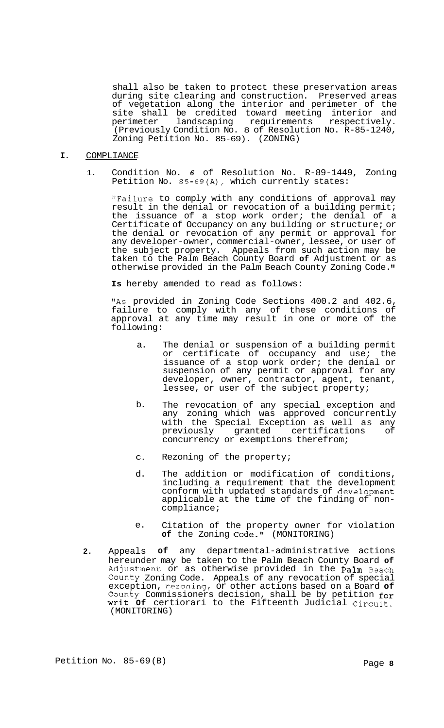shall also be taken to protect these preservation areas during site clearing and construction. Preserved areas of vegetation along the interior and perimeter of the site shall be credited toward meeting interior and perimeter landscaping requirements respectively. (Previously Condition No. 8 of Resolution No. R-85-1240, Zoning Petition No. 85-69). (ZONING)

## I. COMPLIANCE

1. Condition No. 6 of Resolution No. R-89-1449, Zoning Petition No. 85-69(A), which currently states:

   "Failure to comply with any conditions of approval may result in the denial or revocation of a building permit; the issuance of a stop work order; the denial of a Certificate of Occupancy on any building or structure; or the denial or revocation of any permit or approval for any developer-owner, commercial-owner, lessee, or user of the subject property. Appeals from such action may be taken to the Palm Beach County Board of Adjustment or as otherwise provided in the Palm Beach County Zoning Code."

   **Is** hereby amended to read as follows:

   "As provided in Zoning Code Sections 400.2 and 402.6, failure to comply with any of these conditions of approval at any time may result in one or more of the following:

   a. The denial or suspension of a building permit or certificate of occupancy and use; the issuance of a stop work order; the denial or suspension of any permit or approval for any developer, owner, contractor, agent, tenant, lessee, or user of the subject property;

   b. The revocation of any special exception and any zoning which was approved concurrently with the Special Exception as well as any previously granted certifications of concurrency or exemptions therefrom;

   c. Rezoning of the property;

   d. The addition or modification of conditions, including a requirement that the development conform with updated standards of development applicable at the time of the finding of non-compliance;

   e. Citation of the property owner for violation of the Zoning Code." (MONITORING)

2. Appeals of any departmental-administrative actions hereunder may be taken to the Palm Beach County Board of Adjustment or as otherwise provided in the Palm Beach County Zoning Code. Appeals of any revocation of special exception, rezoning, or other actions based on a Board of County Commissioners decision, shall be by petition for writ of certiorari to the Fifteenth Judicial Circuit. (MONITORING)

Petition No. 85-69(B)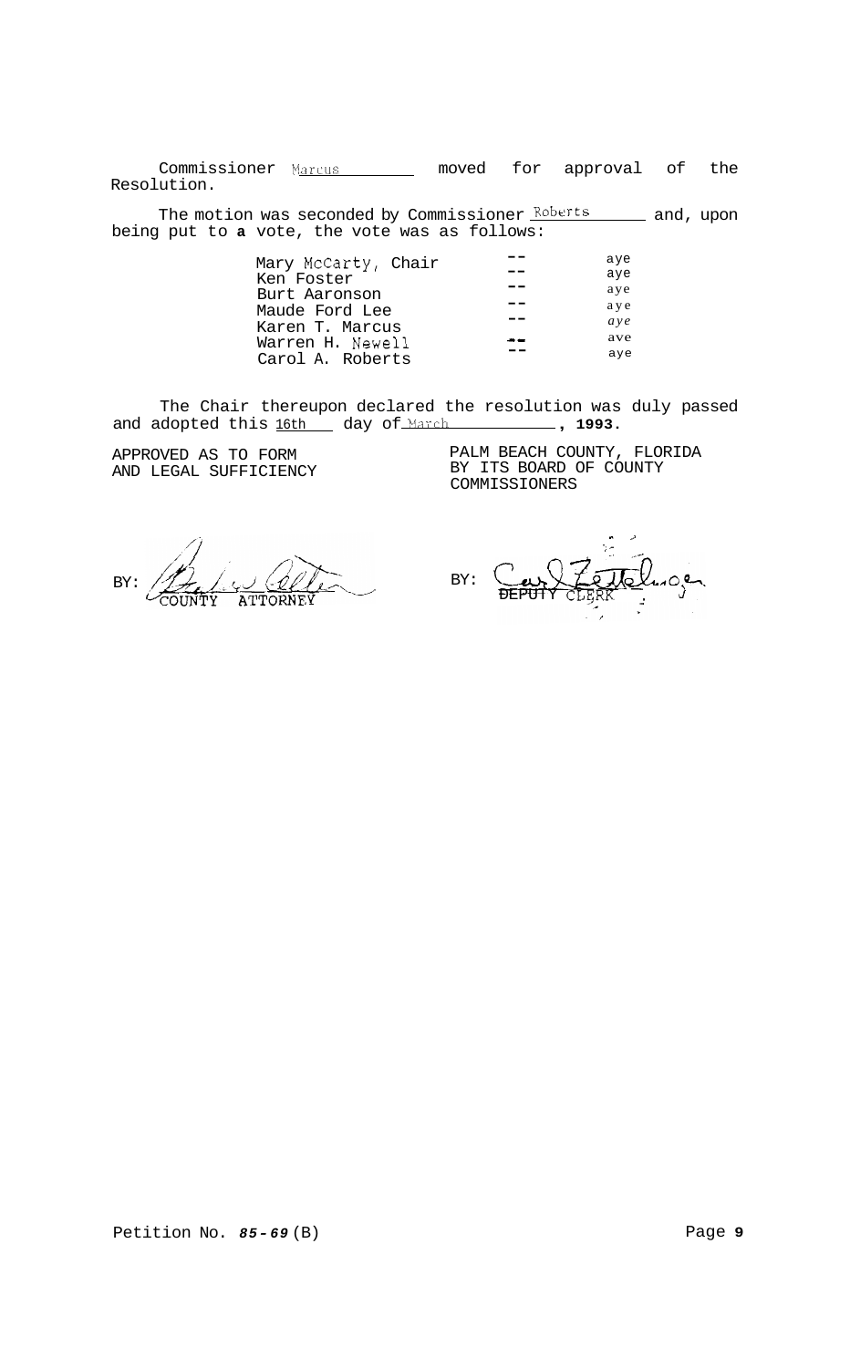Commissioner Marcus moved for approval of the Resolution.

The motion was seconded by Commissioner Roberts and, upon being put to **a** vote, the vote was as follows:

| | | |
|---|---|---|
| Mary McCarty, Chair | -- | aye |
| Ken Foster | -- | aye |
| Burt Aaronson | -- | aye |
| Maude Ford Lee | -- | aye |
| Karen T. Marcus | -- | *aye* |
| Warren H. Newell | -- | ave |
| Carol A. Roberts | -- | aye |

The Chair thereupon declared the resolution was duly passed and adopted this 16th day of March, **1993**.

APPROVED AS TO FORM
AND LEGAL SUFFICIENCY

BY: COUNTY ATTORNEY

PALM BEACH COUNTY, FLORIDA
BY ITS BOARD OF COUNTY
COMMISSIONERS

BY: DEPUTY CLERK

Petition No. ***85-69*** (B)